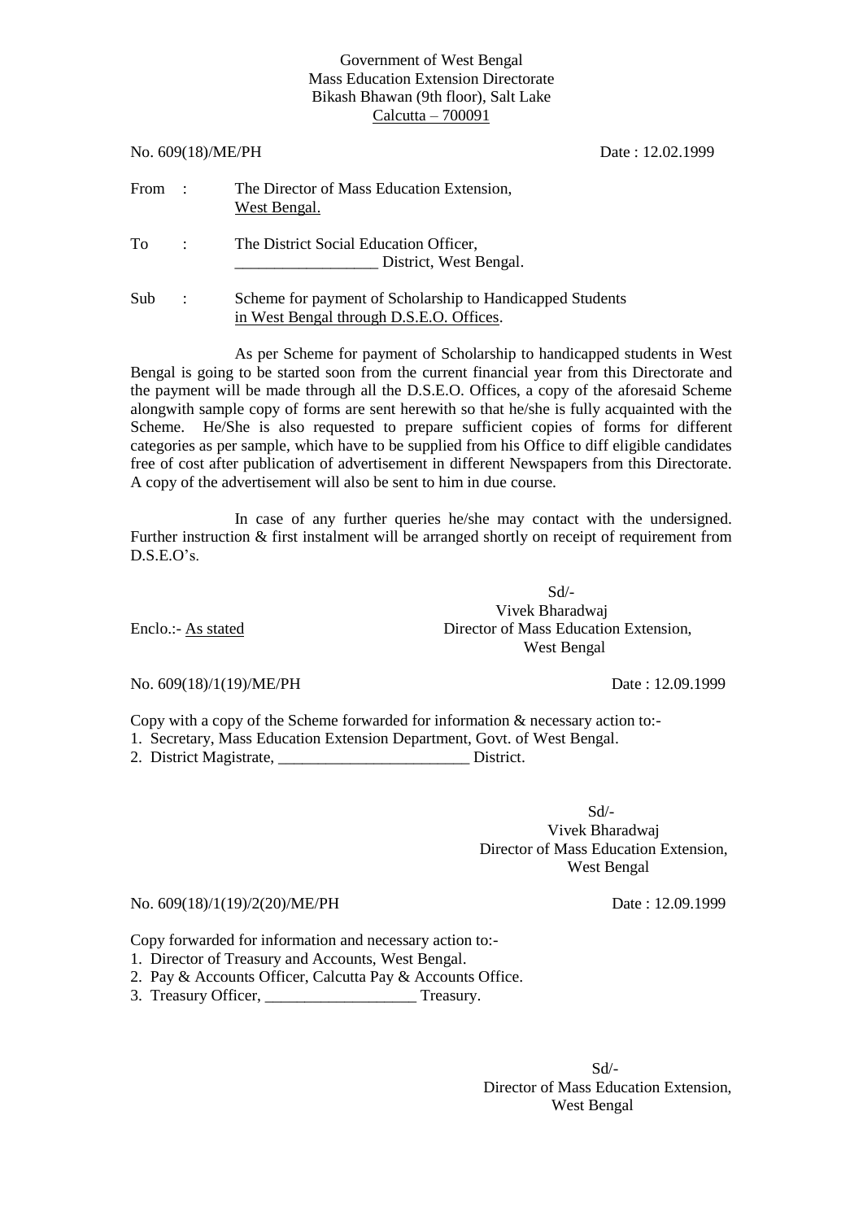Government of West Bengal
Mass Education Extension Directorate
Bikash Bhawan (9th floor), Salt Lake
Calcutta – 700091

No. 609(18)/ME/PH Date : 12.02.1999

From : The Director of Mass Education Extension, West Bengal.

To : The District Social Education Officer, __________________ District, West Bengal.

Sub : Scheme for payment of Scholarship to Handicapped Students in West Bengal through D.S.E.O. Offices.

As per Scheme for payment of Scholarship to handicapped students in West Bengal is going to be started soon from the current financial year from this Directorate and the payment will be made through all the D.S.E.O. Offices, a copy of the aforesaid Scheme alongwith sample copy of forms are sent herewith so that he/she is fully acquainted with the Scheme. He/She is also requested to prepare sufficient copies of forms for different categories as per sample, which have to be supplied from his Office to diff eligible candidates free of cost after publication of advertisement in different Newspapers from this Directorate. A copy of the advertisement will also be sent to him in due course.

In case of any further queries he/she may contact with the undersigned. Further instruction & first instalment will be arranged shortly on receipt of requirement from D.S.E.O's.

Sd/-
Vivek Bharadwaj
Director of Mass Education Extension,
West Bengal

Enclo.:- As stated

No. 609(18)/1(19)/ME/PH Date : 12.09.1999

Copy with a copy of the Scheme forwarded for information & necessary action to:-

1. Secretary, Mass Education Extension Department, Govt. of West Bengal.
2. District Magistrate, ________________________ District.

Sd/-
Vivek Bharadwaj
Director of Mass Education Extension,
West Bengal

No. 609(18)/1(19)/2(20)/ME/PH Date : 12.09.1999

Copy forwarded for information and necessary action to:-

1. Director of Treasury and Accounts, West Bengal.
2. Pay & Accounts Officer, Calcutta Pay & Accounts Office.
3. Treasury Officer, ___________________ Treasury.

Sd/-
Director of Mass Education Extension,
West Bengal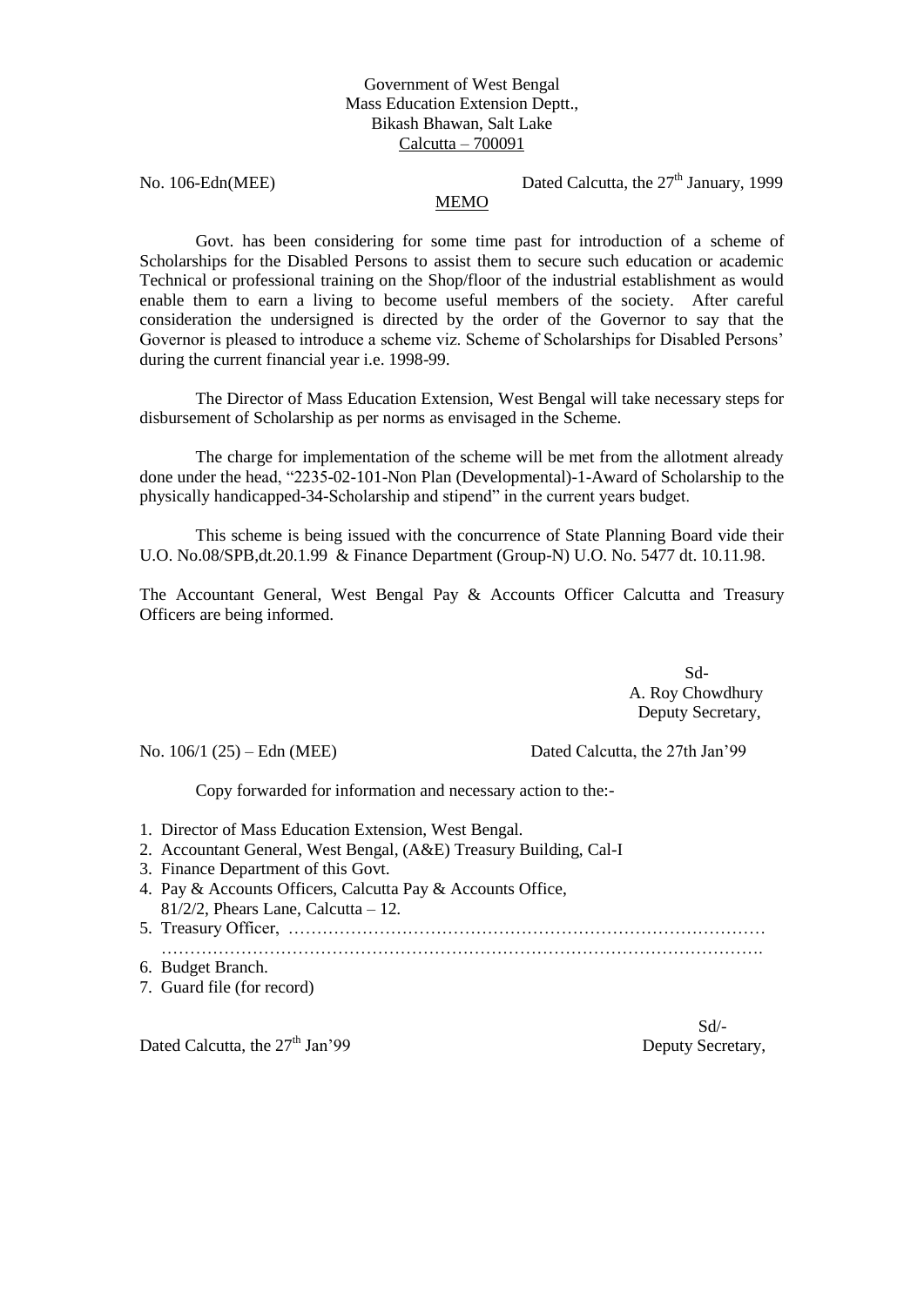Government of West Bengal
Mass Education Extension Deptt.,
Bikash Bhawan, Salt Lake
Calcutta – 700091

No. 106-Edn(MEE) Dated Calcutta, the 27th January, 1999

## MEMO

Govt. has been considering for some time past for introduction of a scheme of Scholarships for the Disabled Persons to assist them to secure such education or academic Technical or professional training on the Shop/floor of the industrial establishment as would enable them to earn a living to become useful members of the society. After careful consideration the undersigned is directed by the order of the Governor to say that the Governor is pleased to introduce a scheme viz. Scheme of Scholarships for Disabled Persons' during the current financial year i.e. 1998-99.

The Director of Mass Education Extension, West Bengal will take necessary steps for disbursement of Scholarship as per norms as envisaged in the Scheme.

The charge for implementation of the scheme will be met from the allotment already done under the head, "2235-02-101-Non Plan (Developmental)-1-Award of Scholarship to the physically handicapped-34-Scholarship and stipend" in the current years budget.

This scheme is being issued with the concurrence of State Planning Board vide their U.O. No.08/SPB,dt.20.1.99 & Finance Department (Group-N) U.O. No. 5477 dt. 10.11.98.

The Accountant General, West Bengal Pay & Accounts Officer Calcutta and Treasury Officers are being informed.

Sd-
A. Roy Chowdhury
Deputy Secretary,

No. 106/1 (25) – Edn (MEE) Dated Calcutta, the 27th Jan'99

Copy forwarded for information and necessary action to the:-

1. Director of Mass Education Extension, West Bengal.
2. Accountant General, West Bengal, (A&E) Treasury Building, Cal-I
3. Finance Department of this Govt.
4. Pay & Accounts Officers, Calcutta Pay & Accounts Office, 81/2/2, Phears Lane, Calcutta – 12.
5. Treasury Officer, ……………………………………………………………………… …………………………………………………………………………………………….
6. Budget Branch.
7. Guard file (for record)

Sd/-
Deputy Secretary,

Dated Calcutta, the 27th Jan'99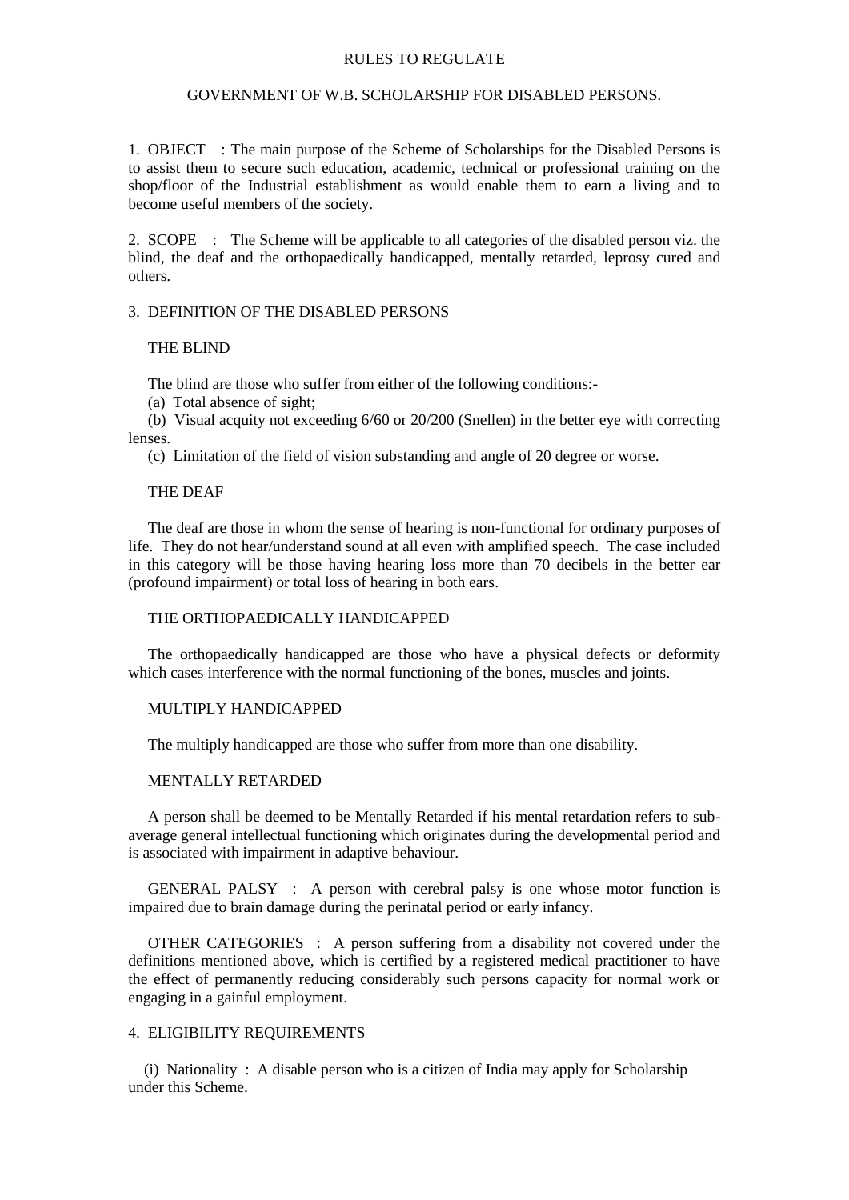RULES TO REGULATE

GOVERNMENT OF W.B. SCHOLARSHIP FOR DISABLED PERSONS.

1. OBJECT : The main purpose of the Scheme of Scholarships for the Disabled Persons is to assist them to secure such education, academic, technical or professional training on the shop/floor of the Industrial establishment as would enable them to earn a living and to become useful members of the society.

2. SCOPE : The Scheme will be applicable to all categories of the disabled person viz. the blind, the deaf and the orthopaedically handicapped, mentally retarded, leprosy cured and others.

3. DEFINITION OF THE DISABLED PERSONS

THE BLIND

The blind are those who suffer from either of the following conditions:-

(a) Total absence of sight;

(b) Visual acquity not exceeding 6/60 or 20/200 (Snellen) in the better eye with correcting lenses.

(c) Limitation of the field of vision substanding and angle of 20 degree or worse.

THE DEAF

The deaf are those in whom the sense of hearing is non-functional for ordinary purposes of life. They do not hear/understand sound at all even with amplified speech. The case included in this category will be those having hearing loss more than 70 decibels in the better ear (profound impairment) or total loss of hearing in both ears.

THE ORTHOPAEDICALLY HANDICAPPED

The orthopaedically handicapped are those who have a physical defects or deformity which cases interference with the normal functioning of the bones, muscles and joints.

MULTIPLY HANDICAPPED

The multiply handicapped are those who suffer from more than one disability.

MENTALLY RETARDED

A person shall be deemed to be Mentally Retarded if his mental retardation refers to sub-average general intellectual functioning which originates during the developmental period and is associated with impairment in adaptive behaviour.

GENERAL PALSY : A person with cerebral palsy is one whose motor function is impaired due to brain damage during the perinatal period or early infancy.

OTHER CATEGORIES : A person suffering from a disability not covered under the definitions mentioned above, which is certified by a registered medical practitioner to have the effect of permanently reducing considerably such persons capacity for normal work or engaging in a gainful employment.

4. ELIGIBILITY REQUIREMENTS

(i) Nationality : A disable person who is a citizen of India may apply for Scholarship under this Scheme.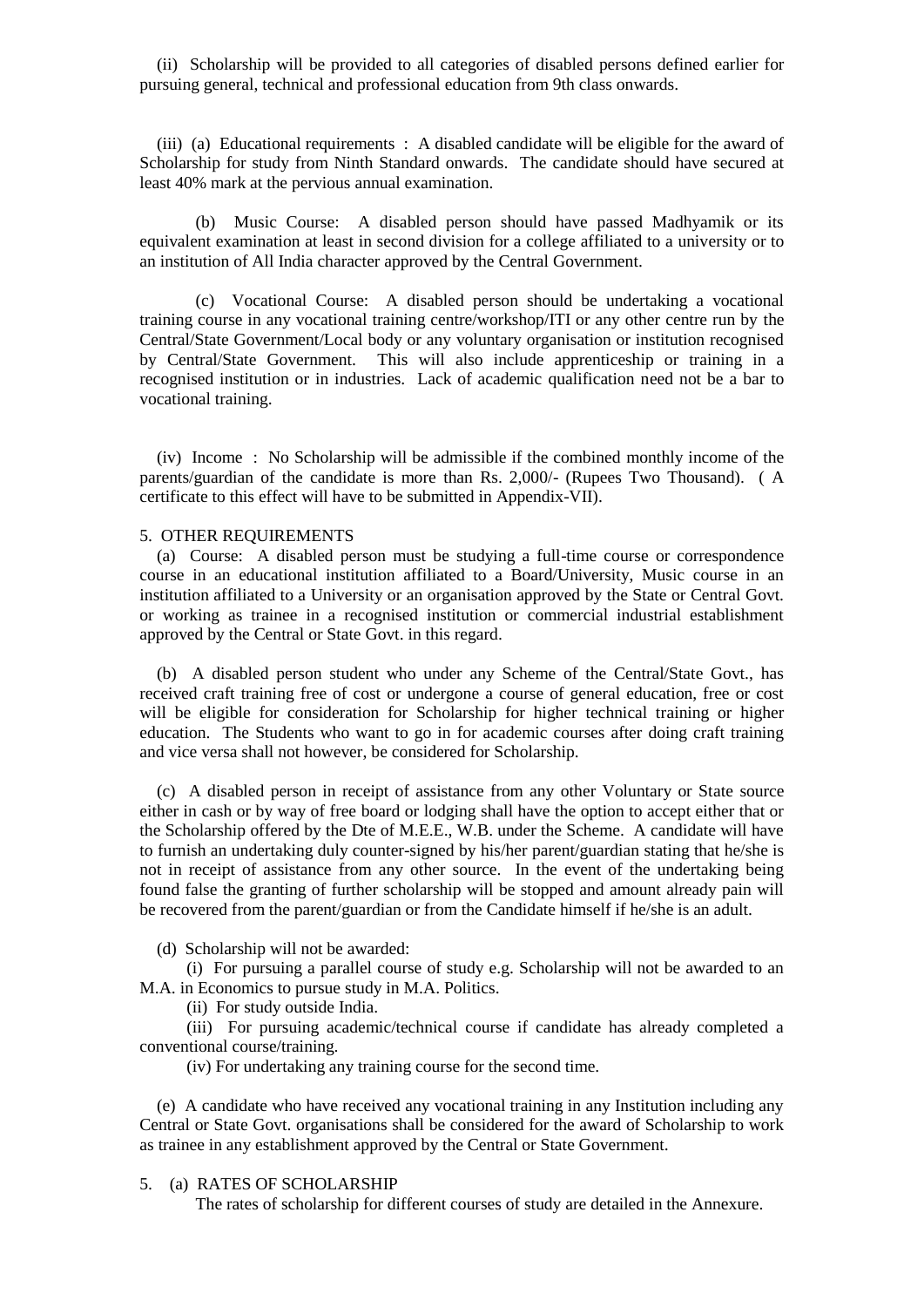(ii) Scholarship will be provided to all categories of disabled persons defined earlier for pursuing general, technical and professional education from 9th class onwards.

(iii) (a) Educational requirements : A disabled candidate will be eligible for the award of Scholarship for study from Ninth Standard onwards. The candidate should have secured at least 40% mark at the pervious annual examination.

(b) Music Course: A disabled person should have passed Madhyamik or its equivalent examination at least in second division for a college affiliated to a university or to an institution of All India character approved by the Central Government.

(c) Vocational Course: A disabled person should be undertaking a vocational training course in any vocational training centre/workshop/ITI or any other centre run by the Central/State Government/Local body or any voluntary organisation or institution recognised by Central/State Government. This will also include apprenticeship or training in a recognised institution or in industries. Lack of academic qualification need not be a bar to vocational training.

(iv) Income : No Scholarship will be admissible if the combined monthly income of the parents/guardian of the candidate is more than Rs. 2,000/- (Rupees Two Thousand). ( A certificate to this effect will have to be submitted in Appendix-VII).

5. OTHER REQUIREMENTS

(a) Course: A disabled person must be studying a full-time course or correspondence course in an educational institution affiliated to a Board/University, Music course in an institution affiliated to a University or an organisation approved by the State or Central Govt. or working as trainee in a recognised institution or commercial industrial establishment approved by the Central or State Govt. in this regard.

(b) A disabled person student who under any Scheme of the Central/State Govt., has received craft training free of cost or undergone a course of general education, free or cost will be eligible for consideration for Scholarship for higher technical training or higher education. The Students who want to go in for academic courses after doing craft training and vice versa shall not however, be considered for Scholarship.

(c) A disabled person in receipt of assistance from any other Voluntary or State source either in cash or by way of free board or lodging shall have the option to accept either that or the Scholarship offered by the Dte of M.E.E., W.B. under the Scheme. A candidate will have to furnish an undertaking duly counter-signed by his/her parent/guardian stating that he/she is not in receipt of assistance from any other source. In the event of the undertaking being found false the granting of further scholarship will be stopped and amount already pain will be recovered from the parent/guardian or from the Candidate himself if he/she is an adult.

(d) Scholarship will not be awarded:

(i) For pursuing a parallel course of study e.g. Scholarship will not be awarded to an M.A. in Economics to pursue study in M.A. Politics.

(ii) For study outside India.

(iii) For pursuing academic/technical course if candidate has already completed a conventional course/training.

(iv) For undertaking any training course for the second time.

(e) A candidate who have received any vocational training in any Institution including any Central or State Govt. organisations shall be considered for the award of Scholarship to work as trainee in any establishment approved by the Central or State Government.

5. (a) RATES OF SCHOLARSHIP

The rates of scholarship for different courses of study are detailed in the Annexure.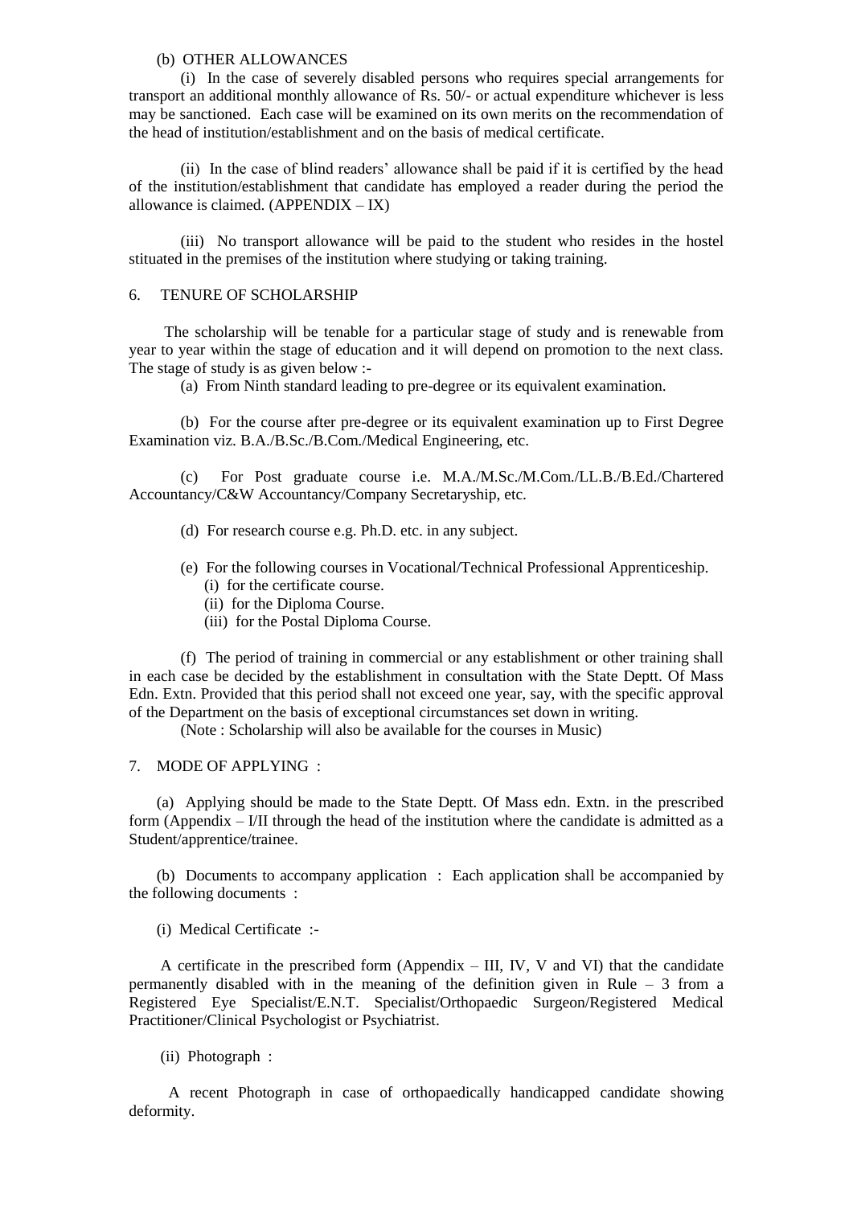(b) OTHER ALLOWANCES

(i) In the case of severely disabled persons who requires special arrangements for transport an additional monthly allowance of Rs. 50/- or actual expenditure whichever is less may be sanctioned. Each case will be examined on its own merits on the recommendation of the head of institution/establishment and on the basis of medical certificate.

(ii) In the case of blind readers' allowance shall be paid if it is certified by the head of the institution/establishment that candidate has employed a reader during the period the allowance is claimed. (APPENDIX – IX)

(iii) No transport allowance will be paid to the student who resides in the hostel stituated in the premises of the institution where studying or taking training.

6. TENURE OF SCHOLARSHIP

The scholarship will be tenable for a particular stage of study and is renewable from year to year within the stage of education and it will depend on promotion to the next class. The stage of study is as given below :-

(a) From Ninth standard leading to pre-degree or its equivalent examination.

(b) For the course after pre-degree or its equivalent examination up to First Degree Examination viz. B.A./B.Sc./B.Com./Medical Engineering, etc.

(c) For Post graduate course i.e. M.A./M.Sc./M.Com./LL.B./B.Ed./Chartered Accountancy/C&W Accountancy/Company Secretaryship, etc.

(d) For research course e.g. Ph.D. etc. in any subject.

(e) For the following courses in Vocational/Technical Professional Apprenticeship.
   (i) for the certificate course.
   (ii) for the Diploma Course.
   (iii) for the Postal Diploma Course.

(f) The period of training in commercial or any establishment or other training shall in each case be decided by the establishment in consultation with the State Deptt. Of Mass Edn. Extn. Provided that this period shall not exceed one year, say, with the specific approval of the Department on the basis of exceptional circumstances set down in writing.

(Note : Scholarship will also be available for the courses in Music)

7. MODE OF APPLYING :

(a) Applying should be made to the State Deptt. Of Mass edn. Extn. in the prescribed form (Appendix – I/II through the head of the institution where the candidate is admitted as a Student/apprentice/trainee.

(b) Documents to accompany application : Each application shall be accompanied by the following documents :

(i) Medical Certificate :-

A certificate in the prescribed form (Appendix – III, IV, V and VI) that the candidate permanently disabled with in the meaning of the definition given in Rule – 3 from a Registered Eye Specialist/E.N.T. Specialist/Orthopaedic Surgeon/Registered Medical Practitioner/Clinical Psychologist or Psychiatrist.

(ii) Photograph :

A recent Photograph in case of orthopaedically handicapped candidate showing deformity.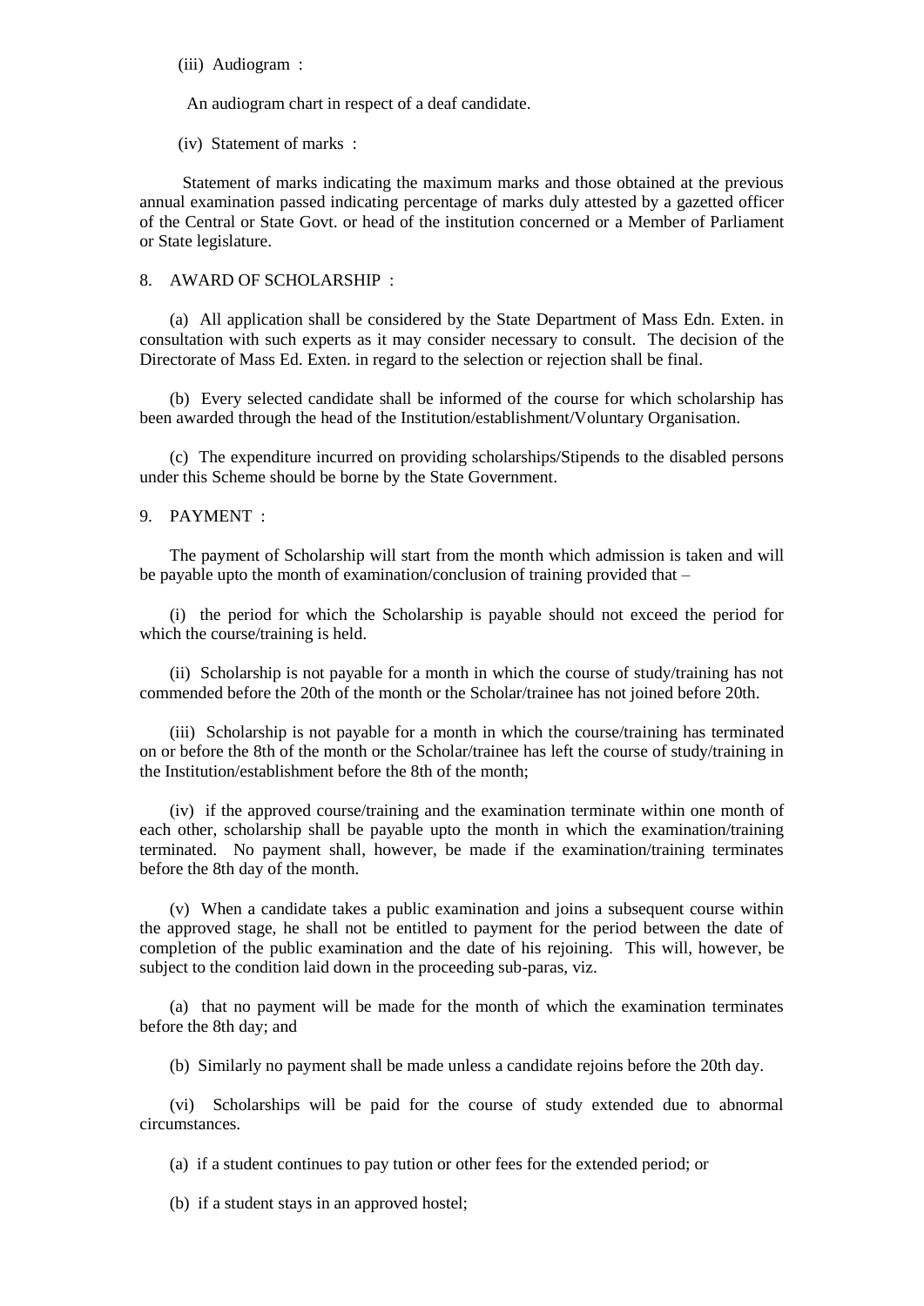(iii) Audiogram :

An audiogram chart in respect of a deaf candidate.

(iv) Statement of marks :

Statement of marks indicating the maximum marks and those obtained at the previous annual examination passed indicating percentage of marks duly attested by a gazetted officer of the Central or State Govt. or head of the institution concerned or a Member of Parliament or State legislature.

## 8. AWARD OF SCHOLARSHIP :

(a) All application shall be considered by the State Department of Mass Edn. Exten. in consultation with such experts as it may consider necessary to consult. The decision of the Directorate of Mass Ed. Exten. in regard to the selection or rejection shall be final.

(b) Every selected candidate shall be informed of the course for which scholarship has been awarded through the head of the Institution/establishment/Voluntary Organisation.

(c) The expenditure incurred on providing scholarships/Stipends to the disabled persons under this Scheme should be borne by the State Government.

## 9. PAYMENT :

The payment of Scholarship will start from the month which admission is taken and will be payable upto the month of examination/conclusion of training provided that –

(i) the period for which the Scholarship is payable should not exceed the period for which the course/training is held.

(ii) Scholarship is not payable for a month in which the course of study/training has not commended before the 20th of the month or the Scholar/trainee has not joined before 20th.

(iii) Scholarship is not payable for a month in which the course/training has terminated on or before the 8th of the month or the Scholar/trainee has left the course of study/training in the Institution/establishment before the 8th of the month;

(iv) if the approved course/training and the examination terminate within one month of each other, scholarship shall be payable upto the month in which the examination/training terminated. No payment shall, however, be made if the examination/training terminates before the 8th day of the month.

(v) When a candidate takes a public examination and joins a subsequent course within the approved stage, he shall not be entitled to payment for the period between the date of completion of the public examination and the date of his rejoining. This will, however, be subject to the condition laid down in the proceeding sub-paras, viz.

(a) that no payment will be made for the month of which the examination terminates before the 8th day; and

(b) Similarly no payment shall be made unless a candidate rejoins before the 20th day.

(vi) Scholarships will be paid for the course of study extended due to abnormal circumstances.

(a) if a student continues to pay tution or other fees for the extended period; or

(b) if a student stays in an approved hostel;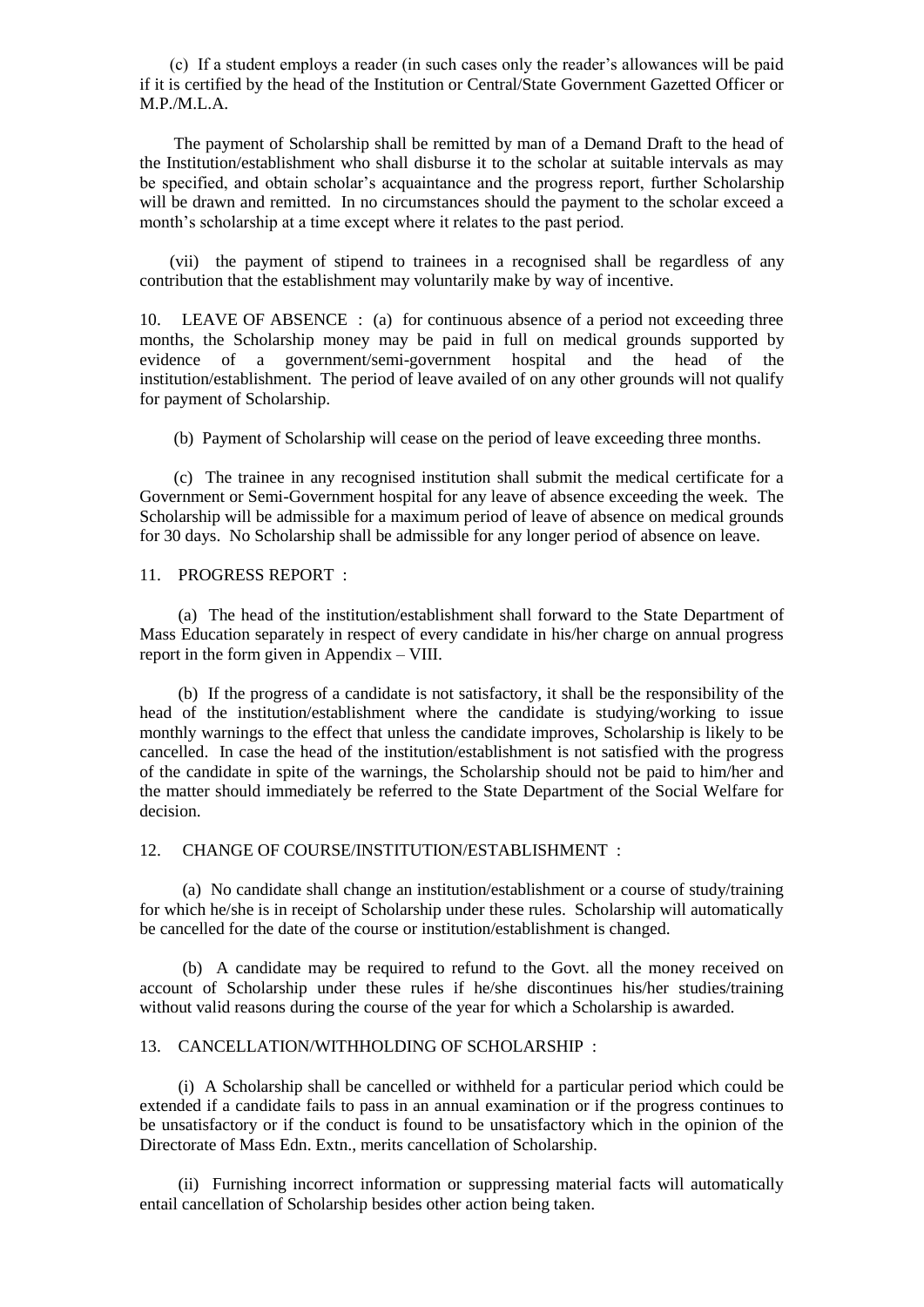(c) If a student employs a reader (in such cases only the reader's allowances will be paid if it is certified by the head of the Institution or Central/State Government Gazetted Officer or M.P./M.L.A.

The payment of Scholarship shall be remitted by man of a Demand Draft to the head of the Institution/establishment who shall disburse it to the scholar at suitable intervals as may be specified, and obtain scholar's acquaintance and the progress report, further Scholarship will be drawn and remitted. In no circumstances should the payment to the scholar exceed a month's scholarship at a time except where it relates to the past period.

(vii) the payment of stipend to trainees in a recognised shall be regardless of any contribution that the establishment may voluntarily make by way of incentive.

10. LEAVE OF ABSENCE : (a) for continuous absence of a period not exceeding three months, the Scholarship money may be paid in full on medical grounds supported by evidence of a government/semi-government hospital and the head of the institution/establishment. The period of leave availed of on any other grounds will not qualify for payment of Scholarship.

(b) Payment of Scholarship will cease on the period of leave exceeding three months.

(c) The trainee in any recognised institution shall submit the medical certificate for a Government or Semi-Government hospital for any leave of absence exceeding the week. The Scholarship will be admissible for a maximum period of leave of absence on medical grounds for 30 days. No Scholarship shall be admissible for any longer period of absence on leave.

11. PROGRESS REPORT :

(a) The head of the institution/establishment shall forward to the State Department of Mass Education separately in respect of every candidate in his/her charge on annual progress report in the form given in Appendix – VIII.

(b) If the progress of a candidate is not satisfactory, it shall be the responsibility of the head of the institution/establishment where the candidate is studying/working to issue monthly warnings to the effect that unless the candidate improves, Scholarship is likely to be cancelled. In case the head of the institution/establishment is not satisfied with the progress of the candidate in spite of the warnings, the Scholarship should not be paid to him/her and the matter should immediately be referred to the State Department of the Social Welfare for decision.

12. CHANGE OF COURSE/INSTITUTION/ESTABLISHMENT :

(a) No candidate shall change an institution/establishment or a course of study/training for which he/she is in receipt of Scholarship under these rules. Scholarship will automatically be cancelled for the date of the course or institution/establishment is changed.

(b) A candidate may be required to refund to the Govt. all the money received on account of Scholarship under these rules if he/she discontinues his/her studies/training without valid reasons during the course of the year for which a Scholarship is awarded.

13. CANCELLATION/WITHHOLDING OF SCHOLARSHIP :

(i) A Scholarship shall be cancelled or withheld for a particular period which could be extended if a candidate fails to pass in an annual examination or if the progress continues to be unsatisfactory or if the conduct is found to be unsatisfactory which in the opinion of the Directorate of Mass Edn. Extn., merits cancellation of Scholarship.

(ii) Furnishing incorrect information or suppressing material facts will automatically entail cancellation of Scholarship besides other action being taken.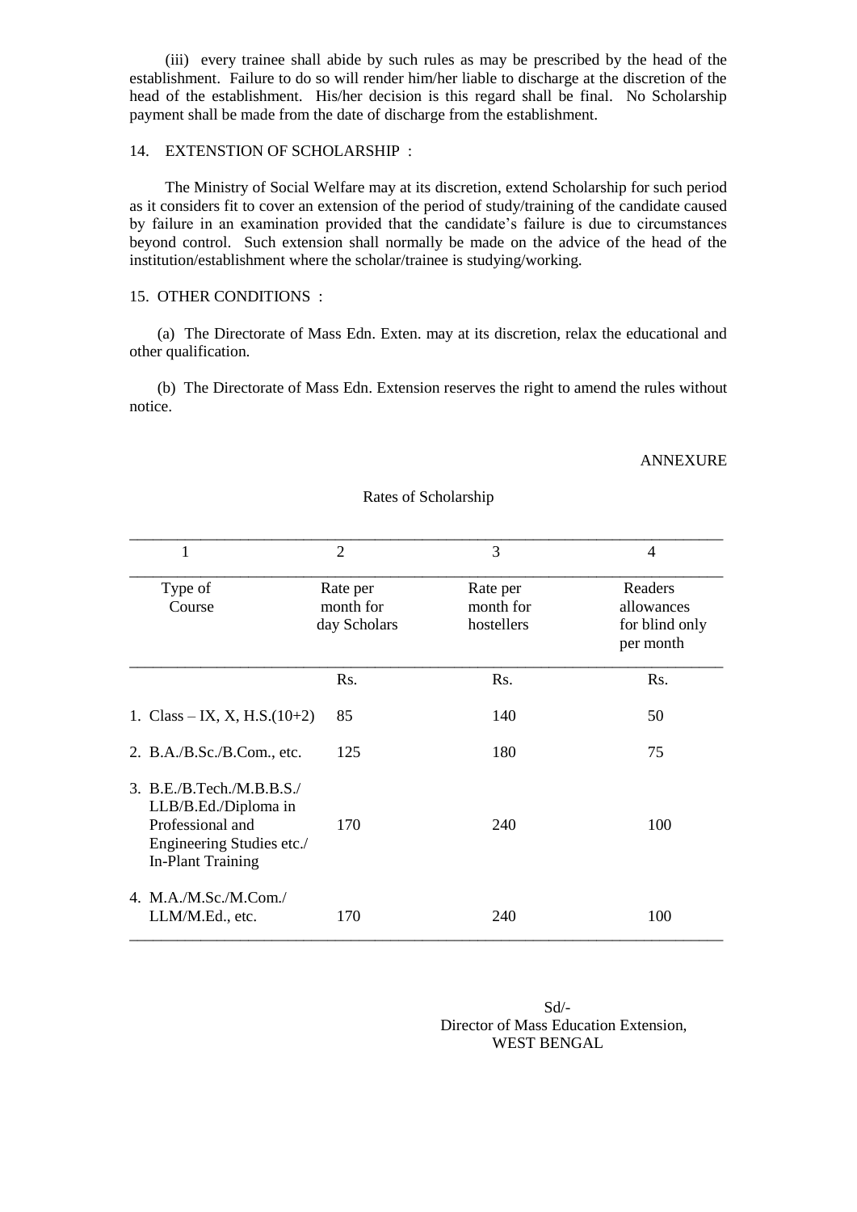(iii) every trainee shall abide by such rules as may be prescribed by the head of the establishment. Failure to do so will render him/her liable to discharge at the discretion of the head of the establishment. His/her decision is this regard shall be final. No Scholarship payment shall be made from the date of discharge from the establishment.

14. EXTENSTION OF SCHOLARSHIP :

The Ministry of Social Welfare may at its discretion, extend Scholarship for such period as it considers fit to cover an extension of the period of study/training of the candidate caused by failure in an examination provided that the candidate's failure is due to circumstances beyond control. Such extension shall normally be made on the advice of the head of the institution/establishment where the scholar/trainee is studying/working.

15. OTHER CONDITIONS :

(a) The Directorate of Mass Edn. Exten. may at its discretion, relax the educational and other qualification.

(b) The Directorate of Mass Edn. Extension reserves the right to amend the rules without notice.

ANNEXURE

Rates of Scholarship

| 1 | 2 | 3 | 4 |
|---|---|---|---|
| Type of Course | Rate per month for day Scholars | Rate per month for hostellers | Readers allowances for blind only per month |
| | Rs. | Rs. | Rs. |
| 1. Class – IX, X, H.S.(10+2) | 85 | 140 | 50 |
| 2. B.A./B.Sc./B.Com., etc. | 125 | 180 | 75 |
| 3. B.E./B.Tech./M.B.B.S./ LLB/B.Ed./Diploma in Professional and Engineering Studies etc./ In-Plant Training | 170 | 240 | 100 |
| 4. M.A./M.Sc./M.Com./ LLM/M.Ed., etc. | 170 | 240 | 100 |

Sd/-
Director of Mass Education Extension,
WEST BENGAL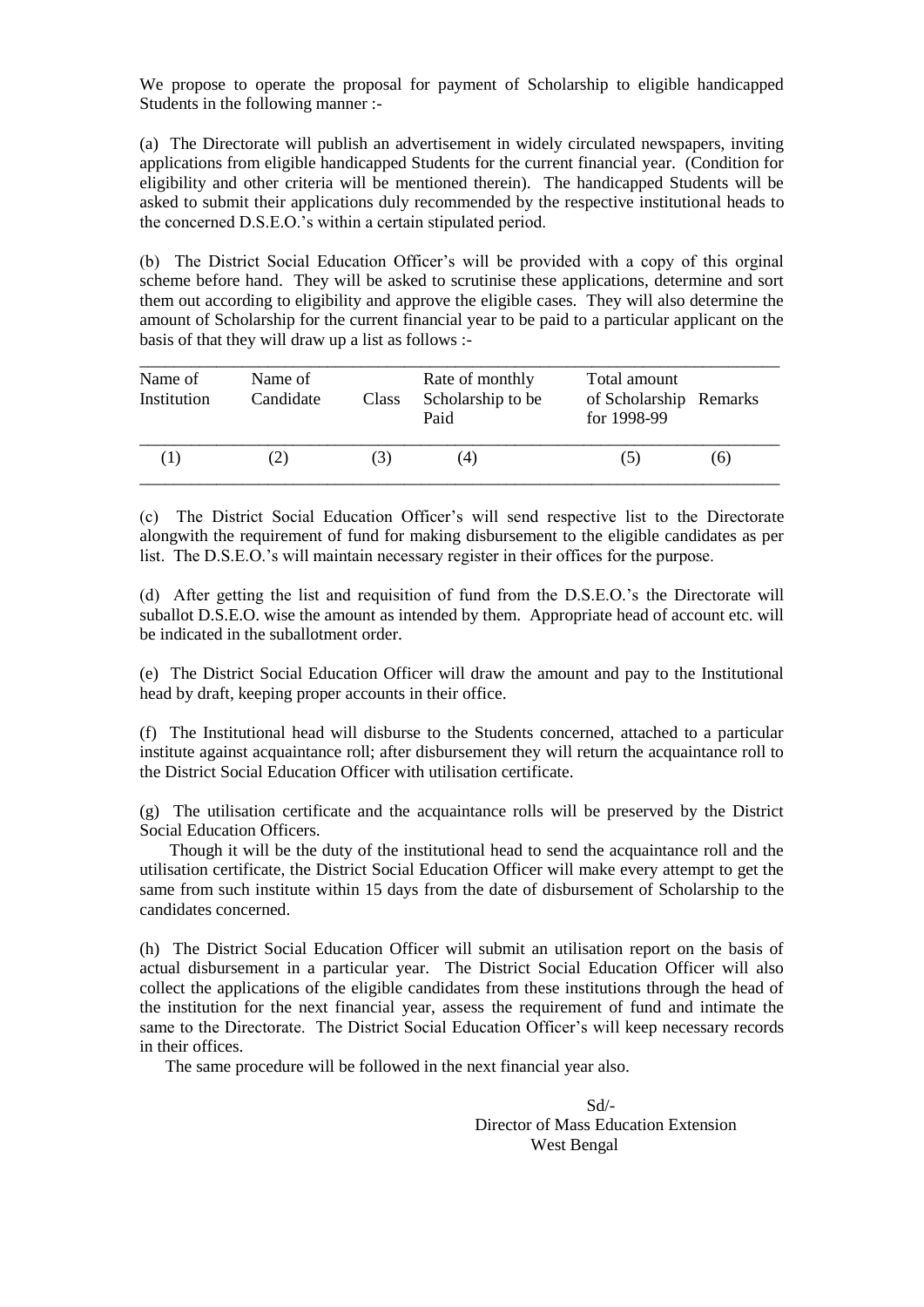We propose to operate the proposal for payment of Scholarship to eligible handicapped Students in the following manner :-

(a) The Directorate will publish an advertisement in widely circulated newspapers, inviting applications from eligible handicapped Students for the current financial year. (Condition for eligibility and other criteria will be mentioned therein). The handicapped Students will be asked to submit their applications duly recommended by the respective institutional heads to the concerned D.S.E.O.'s within a certain stipulated period.

(b) The District Social Education Officer's will be provided with a copy of this orginal scheme before hand. They will be asked to scrutinise these applications, determine and sort them out according to eligibility and approve the eligible cases. They will also determine the amount of Scholarship for the current financial year to be paid to a particular applicant on the basis of that they will draw up a list as follows :-

| Name of Institution | Name of Candidate | Class | Rate of monthly Scholarship to be Paid | Total amount of Scholarship for 1998-99 | Remarks |
|---|---|---|---|---|---|
| (1) | (2) | (3) | (4) | (5) | (6) |

(c) The District Social Education Officer's will send respective list to the Directorate alongwith the requirement of fund for making disbursement to the eligible candidates as per list. The D.S.E.O.'s will maintain necessary register in their offices for the purpose.

(d) After getting the list and requisition of fund from the D.S.E.O.'s the Directorate will suballot D.S.E.O. wise the amount as intended by them. Appropriate head of account etc. will be indicated in the suballotment order.

(e) The District Social Education Officer will draw the amount and pay to the Institutional head by draft, keeping proper accounts in their office.

(f) The Institutional head will disburse to the Students concerned, attached to a particular institute against acquaintance roll; after disbursement they will return the acquaintance roll to the District Social Education Officer with utilisation certificate.

(g) The utilisation certificate and the acquaintance rolls will be preserved by the District Social Education Officers.

Though it will be the duty of the institutional head to send the acquaintance roll and the utilisation certificate, the District Social Education Officer will make every attempt to get the same from such institute within 15 days from the date of disbursement of Scholarship to the candidates concerned.

(h) The District Social Education Officer will submit an utilisation report on the basis of actual disbursement in a particular year. The District Social Education Officer will also collect the applications of the eligible candidates from these institutions through the head of the institution for the next financial year, assess the requirement of fund and intimate the same to the Directorate. The District Social Education Officer's will keep necessary records in their offices.

The same procedure will be followed in the next financial year also.

Sd/-
Director of Mass Education Extension
West Bengal